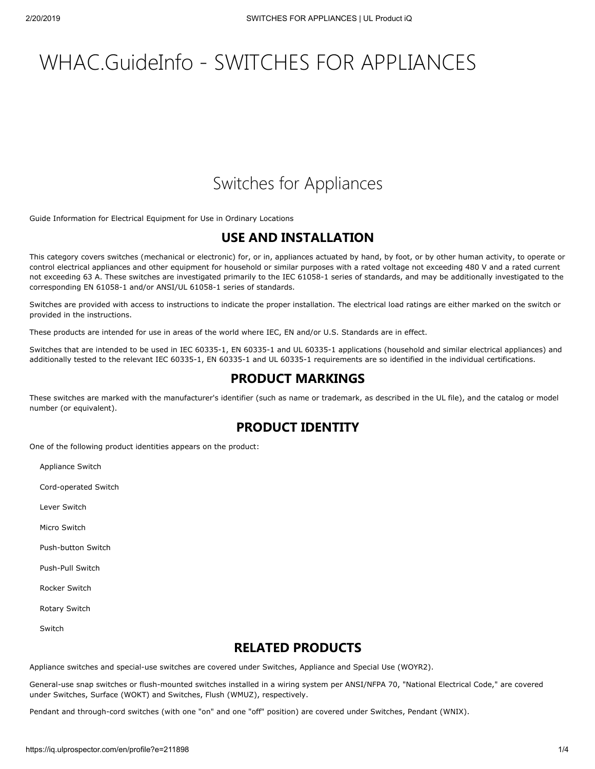# WHAC.GuideInfo - SWITCHES FOR APPLIANCES

## Switches for Appliances

Guide Information for Electrical Equipment for Use in Ordinary Locations

### USE AND INSTALLATION

This category covers switches (mechanical or electronic) for, or in, appliances actuated by hand, by foot, or by other human activity, to operate or control electrical appliances and other equipment for household or similar purposes with a rated voltage not exceeding 480 V and a rated current not exceeding 63 A. These switches are investigated primarily to the IEC 61058-1 series of standards, and may be additionally investigated to the corresponding EN 61058-1 and/or ANSI/UL 61058-1 series of standards.

Switches are provided with access to instructions to indicate the proper installation. The electrical load ratings are either marked on the switch or provided in the instructions.

These products are intended for use in areas of the world where IEC, EN and/or U.S. Standards are in effect.

Switches that are intended to be used in IEC 60335-1, EN 60335-1 and UL 60335-1 applications (household and similar electrical appliances) and additionally tested to the relevant IEC 60335-1, EN 60335-1 and UL 60335-1 requirements are so identified in the individual certifications.

### PRODUCT MARKINGS

These switches are marked with the manufacturer's identifier (such as name or trademark, as described in the UL file), and the catalog or model number (or equivalent).

### PRODUCT IDENTITY

One of the following product identities appears on the product:

- Appliance Switch
- Cord-operated Switch
- Lever Switch
- Micro Switch
- Push-button Switch
- Push-Pull Switch
- Rocker Switch
- Rotary Switch
- Switch

### RELATED PRODUCTS

Appliance switches and special-use switches are covered under Switches, Appliance and Special Use (WOYR2).

General-use snap switches or flush-mounted switches installed in a wiring system per ANSI/NFPA 70, "National Electrical Code," are covered under Switches, Surface (WOKT) and Switches, Flush (WMUZ), respectively.

Pendant and through-cord switches (with one "on" and one "off" position) are covered under Switches, Pendant (WNIX).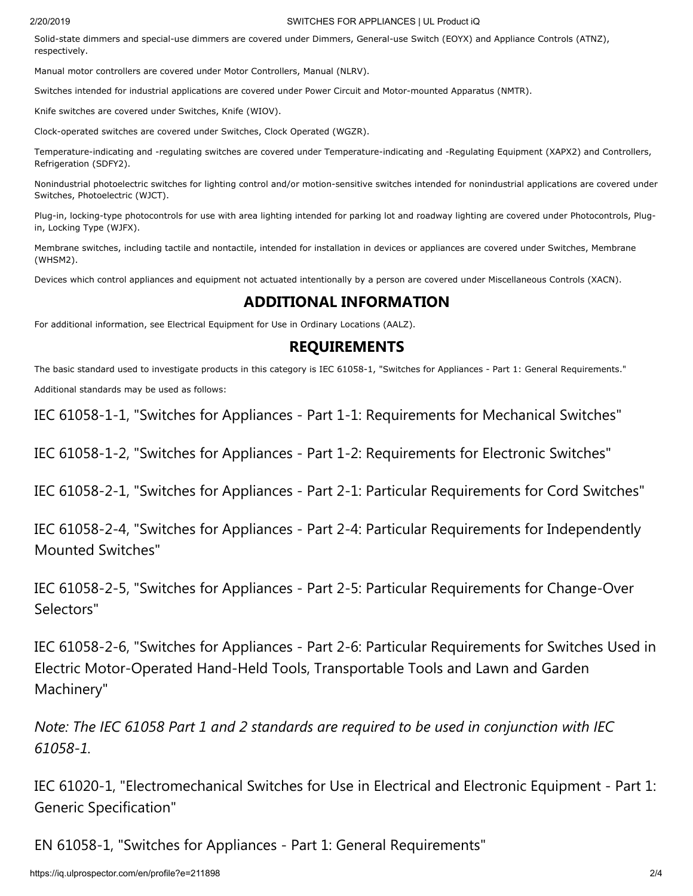Solid-state dimmers and special-use dimmers are covered under Dimmers, General-use Switch (EOYX) and Appliance Controls (ATNZ), respectively.

Manual motor controllers are covered under Motor Controllers, Manual (NLRV).

Switches intended for industrial applications are covered under Power Circuit and Motor-mounted Apparatus (NMTR).

Knife switches are covered under Switches, Knife (WIOV).

Clock-operated switches are covered under Switches, Clock Operated (WGZR).

Temperature-indicating and -regulating switches are covered under Temperature-indicating and -Regulating Equipment (XAPX2) and Controllers, Refrigeration (SDFY2).

Nonindustrial photoelectric switches for lighting control and/or motion-sensitive switches intended for nonindustrial applications are covered under Switches, Photoelectric (WJCT).

Plug-in, locking-type photocontrols for use with area lighting intended for parking lot and roadway lighting are covered under Photocontrols, Plug-in, Locking Type (WJFX).

Membrane switches, including tactile and nontactile, intended for installation in devices or appliances are covered under Switches, Membrane (WHSM2).

Devices which control appliances and equipment not actuated intentionally by a person are covered under Miscellaneous Controls (XACN).

## ADDITIONAL INFORMATION

For additional information, see Electrical Equipment for Use in Ordinary Locations (AALZ).

## REQUIREMENTS

The basic standard used to investigate products in this category is IEC 61058-1, "Switches for Appliances - Part 1: General Requirements."

Additional standards may be used as follows:

IEC 61058-1-1, "Switches for Appliances - Part 1-1: Requirements for Mechanical Switches"

IEC 61058-1-2, "Switches for Appliances - Part 1-2: Requirements for Electronic Switches"

IEC 61058-2-1, "Switches for Appliances - Part 2-1: Particular Requirements for Cord Switches"

IEC 61058-2-4, "Switches for Appliances - Part 2-4: Particular Requirements for Independently Mounted Switches"

IEC 61058-2-5, "Switches for Appliances - Part 2-5: Particular Requirements for Change-Over Selectors"

IEC 61058-2-6, "Switches for Appliances - Part 2-6: Particular Requirements for Switches Used in Electric Motor-Operated Hand-Held Tools, Transportable Tools and Lawn and Garden Machinery"

*Note: The IEC 61058 Part 1 and 2 standards are required to be used in conjunction with IEC 61058-1.*

IEC 61020-1, "Electromechanical Switches for Use in Electrical and Electronic Equipment - Part 1: Generic Specification"

EN 61058-1, "Switches for Appliances - Part 1: General Requirements"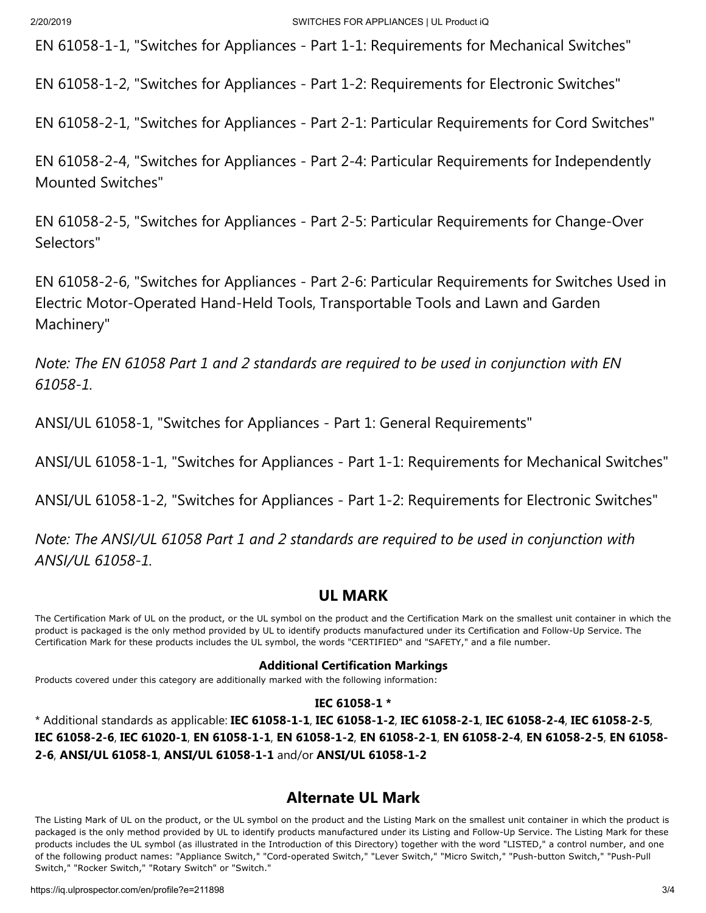EN 61058-1-1, "Switches for Appliances - Part 1-1: Requirements for Mechanical Switches"

EN 61058-1-2, "Switches for Appliances - Part 1-2: Requirements for Electronic Switches"

EN 61058-2-1, "Switches for Appliances - Part 2-1: Particular Requirements for Cord Switches"

EN 61058-2-4, "Switches for Appliances - Part 2-4: Particular Requirements for Independently Mounted Switches"

EN 61058-2-5, "Switches for Appliances - Part 2-5: Particular Requirements for Change-Over Selectors"

EN 61058-2-6, "Switches for Appliances - Part 2-6: Particular Requirements for Switches Used in Electric Motor-Operated Hand-Held Tools, Transportable Tools and Lawn and Garden Machinery"

*Note: The EN 61058 Part 1 and 2 standards are required to be used in conjunction with EN 61058-1.*

ANSI/UL 61058-1, "Switches for Appliances - Part 1: General Requirements"

ANSI/UL 61058-1-1, "Switches for Appliances - Part 1-1: Requirements for Mechanical Switches"

ANSI/UL 61058-1-2, "Switches for Appliances - Part 1-2: Requirements for Electronic Switches"

*Note: The ANSI/UL 61058 Part 1 and 2 standards are required to be used in conjunction with ANSI/UL 61058-1.*

## UL MARK

The Certification Mark of UL on the product, or the UL symbol on the product and the Certification Mark on the smallest unit container in which the product is packaged is the only method provided by UL to identify products manufactured under its Certification and Follow-Up Service. The Certification Mark for these products includes the UL symbol, the words "CERTIFIED" and "SAFETY," and a file number.

### Additional Certification Markings

Products covered under this category are additionally marked with the following information:

**IEC 61058-1 ***

* Additional standards as applicable: **IEC 61058-1-1**, **IEC 61058-1-2**, **IEC 61058-2-1**, **IEC 61058-2-4**, **IEC 61058-2-5**, **IEC 61058-2-6**, **IEC 61020-1**, **EN 61058-1-1**, **EN 61058-1-2**, **EN 61058-2-1**, **EN 61058-2-4**, **EN 61058-2-5**, **EN 61058-2-6**, **ANSI/UL 61058-1**, **ANSI/UL 61058-1-1** and/or **ANSI/UL 61058-1-2**

## Alternate UL Mark

The Listing Mark of UL on the product, or the UL symbol on the product and the Listing Mark on the smallest unit container in which the product is packaged is the only method provided by UL to identify products manufactured under its Listing and Follow-Up Service. The Listing Mark for these products includes the UL symbol (as illustrated in the Introduction of this Directory) together with the word "LISTED," a control number, and one of the following product names: "Appliance Switch," "Cord-operated Switch," "Lever Switch," "Micro Switch," "Push-button Switch," "Push-Pull Switch," "Rocker Switch," "Rotary Switch" or "Switch."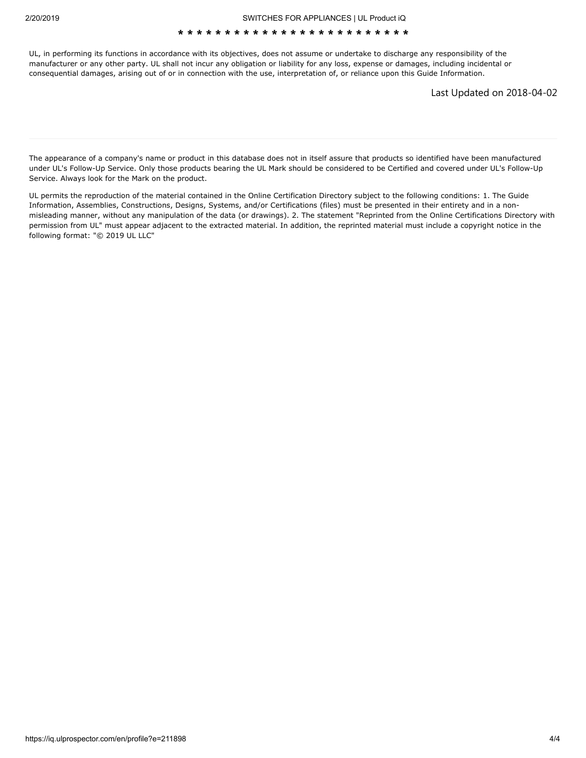* * * * * * * * * * * * * * * * * * * * * * * * * *

UL, in performing its functions in accordance with its objectives, does not assume or undertake to discharge any responsibility of the manufacturer or any other party. UL shall not incur any obligation or liability for any loss, expense or damages, including incidental or consequential damages, arising out of or in connection with the use, interpretation of, or reliance upon this Guide Information.

Last Updated on 2018-04-02

---

The appearance of a company's name or product in this database does not in itself assure that products so identified have been manufactured under UL's Follow-Up Service. Only those products bearing the UL Mark should be considered to be Certified and covered under UL's Follow-Up Service. Always look for the Mark on the product.

UL permits the reproduction of the material contained in the Online Certification Directory subject to the following conditions: 1. The Guide Information, Assemblies, Constructions, Designs, Systems, and/or Certifications (files) must be presented in their entirety and in a non-misleading manner, without any manipulation of the data (or drawings). 2. The statement "Reprinted from the Online Certifications Directory with permission from UL" must appear adjacent to the extracted material. In addition, the reprinted material must include a copyright notice in the following format: "© 2019 UL LLC"